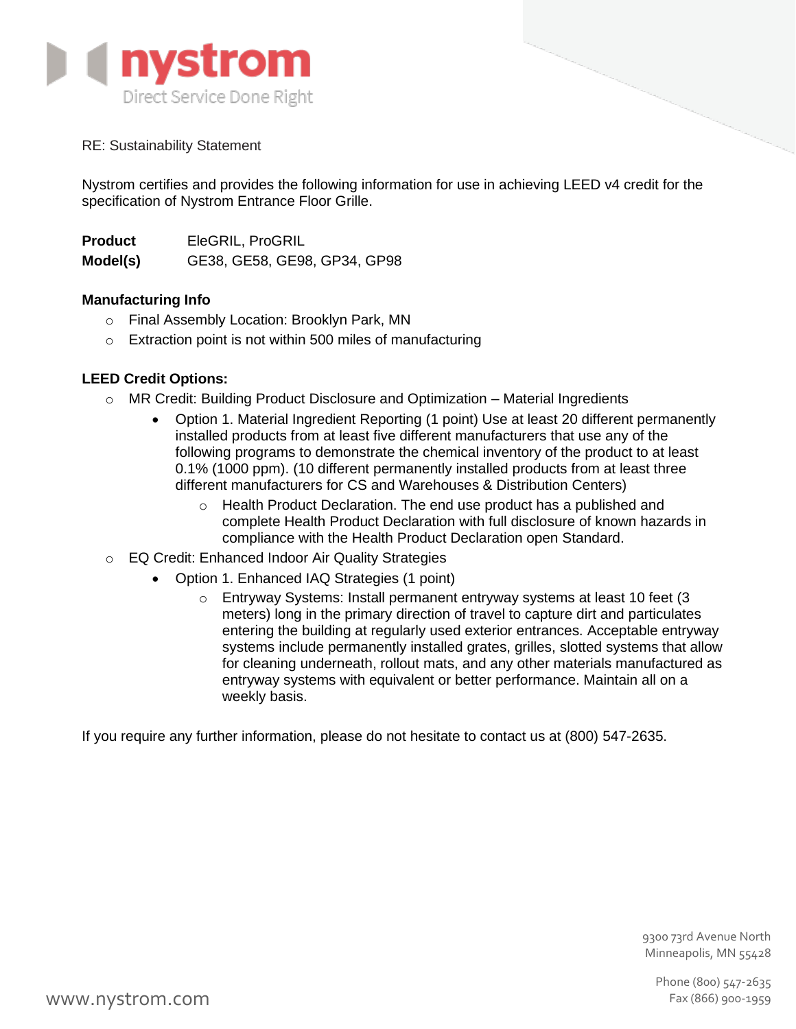**nystrom**

Direct Service Done Right

RE: Sustainability Statement

Nystrom certifies and provides the following information for use in achieving LEED v4 credit for the specification of Nystrom Entrance Floor Grille.

**Product** EleGRIL, ProGRIL
**Model(s)** GE38, GE58, GE98, GP34, GP98

**Manufacturing Info**

- Final Assembly Location: Brooklyn Park, MN
- Extraction point is not within 500 miles of manufacturing

**LEED Credit Options:**

- MR Credit: Building Product Disclosure and Optimization – Material Ingredients
  - Option 1. Material Ingredient Reporting (1 point) Use at least 20 different permanently installed products from at least five different manufacturers that use any of the following programs to demonstrate the chemical inventory of the product to at least 0.1% (1000 ppm). (10 different permanently installed products from at least three different manufacturers for CS and Warehouses & Distribution Centers)
    - Health Product Declaration. The end use product has a published and complete Health Product Declaration with full disclosure of known hazards in compliance with the Health Product Declaration open Standard.
- EQ Credit: Enhanced Indoor Air Quality Strategies
  - Option 1. Enhanced IAQ Strategies (1 point)
    - Entryway Systems: Install permanent entryway systems at least 10 feet (3 meters) long in the primary direction of travel to capture dirt and particulates entering the building at regularly used exterior entrances. Acceptable entryway systems include permanently installed grates, grilles, slotted systems that allow for cleaning underneath, rollout mats, and any other materials manufactured as entryway systems with equivalent or better performance. Maintain all on a weekly basis.

If you require any further information, please do not hesitate to contact us at (800) 547-2635.

9300 73rd Avenue North
Minneapolis, MN 55428

Phone (800) 547-2635
Fax (866) 900-1959

www.nystrom.com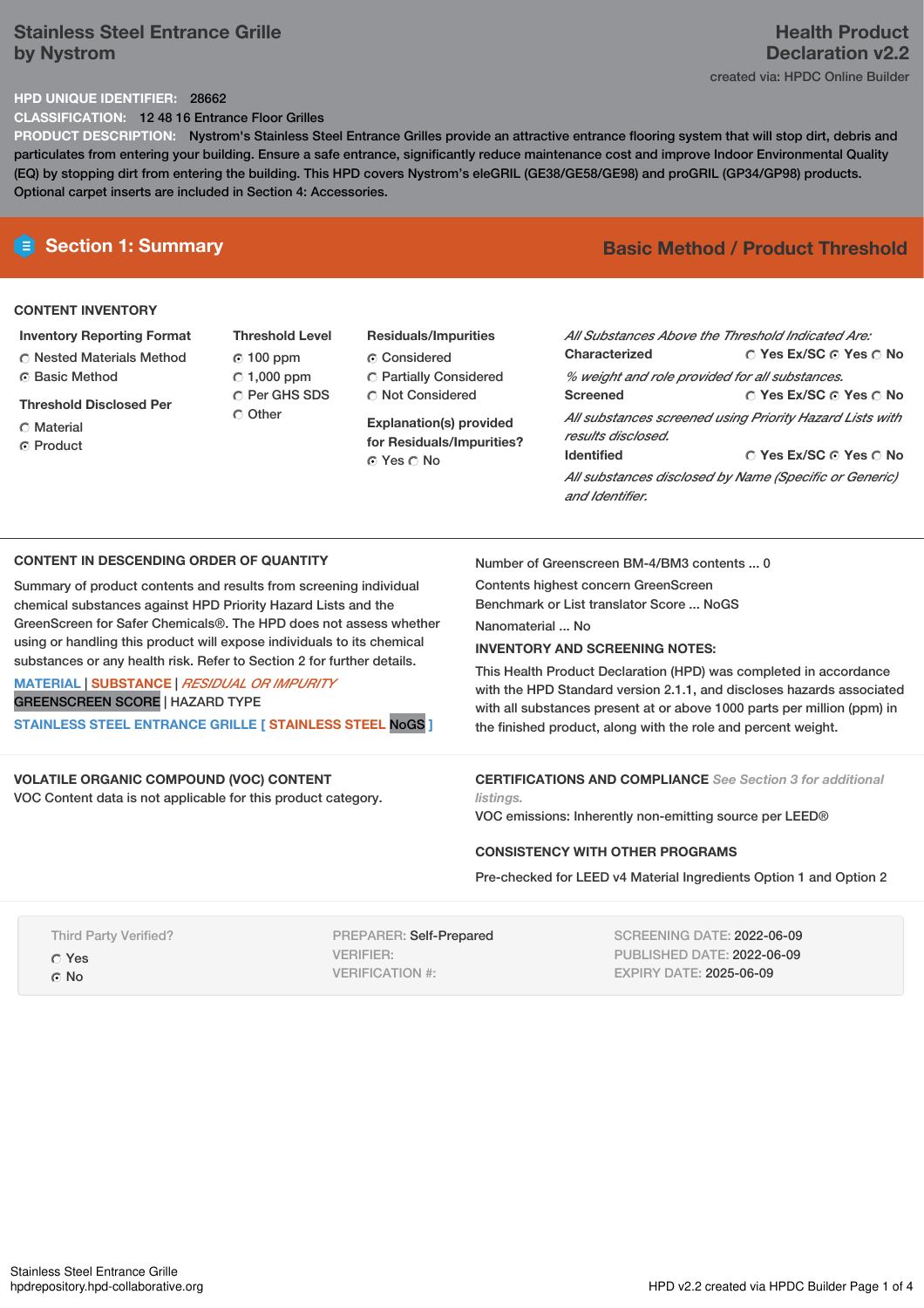# Stainless Steel Entrance Grille by Nystrom

## Health Product Declaration v2.2

created via: HPDC Online Builder

**HPD UNIQUE IDENTIFIER:** 28662

**CLASSIFICATION:** 12 48 16 Entrance Floor Grilles

**PRODUCT DESCRIPTION:** Nystrom's Stainless Steel Entrance Grilles provide an attractive entrance flooring system that will stop dirt, debris and particulates from entering your building. Ensure a safe entrance, significantly reduce maintenance cost and improve Indoor Environmental Quality (EQ) by stopping dirt from entering the building. This HPD covers Nystrom's eleGRIL (GE38/GE58/GE98) and proGRIL (GP34/GP98) products. Optional carpet inserts are included in Section 4: Accessories.

## Section 1: Summary

**Basic Method / Product Threshold**

### CONTENT INVENTORY

**Inventory Reporting Format**
- ○ Nested Materials Method
- ● Basic Method

**Threshold Disclosed Per**
- ○ Material
- ● Product

**Threshold Level**
- ● 100 ppm
- ○ 1,000 ppm
- ○ Per GHS SDS
- ○ Other

**Residuals/Impurities**
- ● Considered
- ○ Partially Considered
- ○ Not Considered

**Explanation(s) provided for Residuals/Impurities?**
● Yes ○ No

*All Substances Above the Threshold Indicated Are:*

**Characterized** ○ Yes Ex/SC ● Yes ○ No
*% weight and role provided for all substances.*

**Screened** ○ Yes Ex/SC ● Yes ○ No
*All substances screened using Priority Hazard Lists with results disclosed.*

**Identified** ○ Yes Ex/SC ● Yes ○ No
*All substances disclosed by Name (Specific or Generic) and Identifier.*

### CONTENT IN DESCENDING ORDER OF QUANTITY

Summary of product contents and results from screening individual chemical substances against HPD Priority Hazard Lists and the GreenScreen for Safer Chemicals®. The HPD does not assess whether using or handling this product will expose individuals to its chemical substances or any health risk. Refer to Section 2 for further details.

MATERIAL | SUBSTANCE | *RESIDUAL OR IMPURITY*
GREENSCREEN SCORE | HAZARD TYPE

**STAINLESS STEEL ENTRANCE GRILLE [ STAINLESS STEEL NoGS ]**

Number of Greenscreen BM-4/BM3 contents ... 0

Contents highest concern GreenScreen Benchmark or List translator Score ... NoGS

Nanomaterial ... No

### INVENTORY AND SCREENING NOTES:

This Health Product Declaration (HPD) was completed in accordance with the HPD Standard version 2.1.1, and discloses hazards associated with all substances present at or above 1000 parts per million (ppm) in the finished product, along with the role and percent weight.

### VOLATILE ORGANIC COMPOUND (VOC) CONTENT

VOC Content data is not applicable for this product category.

### CERTIFICATIONS AND COMPLIANCE *See Section 3 for additional listings.*

VOC emissions: Inherently non-emitting source per LEED®

### CONSISTENCY WITH OTHER PROGRAMS

Pre-checked for LEED v4 Material Ingredients Option 1 and Option 2

Third Party Verified?
- ○ Yes
- ● No

PREPARER: Self-Prepared
VERIFIER:
VERIFICATION #:

SCREENING DATE: 2022-06-09
PUBLISHED DATE: 2022-06-09
EXPIRY DATE: 2025-06-09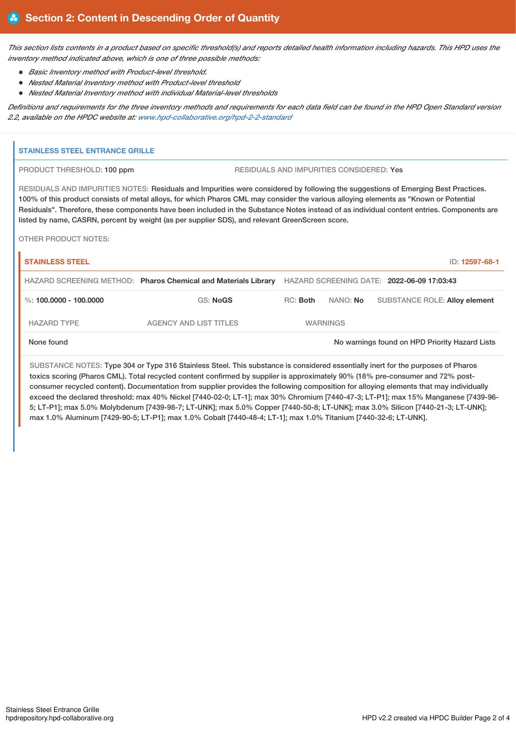## Section 2: Content in Descending Order of Quantity

*This section lists contents in a product based on specific threshold(s) and reports detailed health information including hazards. This HPD uses the inventory method indicated above, which is one of three possible methods:*

- *Basic Inventory method with Product-level threshold.*
- *Nested Material Inventory method with Product-level threshold*
- *Nested Material Inventory method with individual Material-level thresholds*

*Definitions and requirements for the three inventory methods and requirements for each data field can be found in the HPD Open Standard version 2.2, available on the HPDC website at: www.hpd-collaborative.org/hpd-2-2-standard*

### STAINLESS STEEL ENTRANCE GRILLE

PRODUCT THRESHOLD: 100 ppm

RESIDUALS AND IMPURITIES CONSIDERED: Yes

RESIDUALS AND IMPURITIES NOTES: Residuals and Impurities were considered by following the suggestions of Emerging Best Practices. 100% of this product consists of metal alloys, for which Pharos CML may consider the various alloying elements as "Known or Potential Residuals". Therefore, these components have been included in the Substance Notes instead of as individual content entries. Components are listed by name, CASRN, percent by weight (as per supplier SDS), and relevant GreenScreen score.

OTHER PRODUCT NOTES:

#### STAINLESS STEEL

ID: 12597-68-1

HAZARD SCREENING METHOD: **Pharos Chemical and Materials Library**

HAZARD SCREENING DATE: **2022-06-09 17:03:43**

%: **100.0000 - 100.0000** | GS: **NoGS** | RC: **Both** | NANO: **No** | SUBSTANCE ROLE: **Alloy element**

| HAZARD TYPE | AGENCY AND LIST TITLES | WARNINGS |
|---|---|---|
| None found | | No warnings found on HPD Priority Hazard Lists |

SUBSTANCE NOTES: Type 304 or Type 316 Stainless Steel. This substance is considered essentially inert for the purposes of Pharos toxics scoring (Pharos CML). Total recycled content confirmed by supplier is approximately 90% (18% pre-consumer and 72% post-consumer recycled content). Documentation from supplier provides the following composition for alloying elements that may individually exceed the declared threshold: max 40% Nickel [7440-02-0; LT-1]; max 30% Chromium [7440-47-3; LT-P1]; max 15% Manganese [7439-96-5; LT-P1]; max 5.0% Molybdenum [7439-98-7; LT-UNK]; max 5.0% Copper [7440-50-8; LT-UNK]; max 3.0% Silicon [7440-21-3; LT-UNK]; max 1.0% Aluminum [7429-90-5; LT-P1]; max 1.0% Cobalt [7440-48-4; LT-1]; max 1.0% Titanium [7440-32-6; LT-UNK].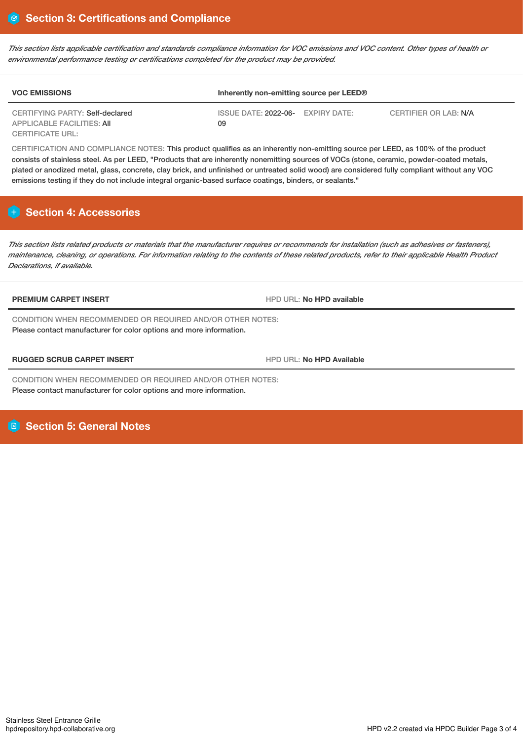## Section 3: Certifications and Compliance

*This section lists applicable certification and standards compliance information for VOC emissions and VOC content. Other types of health or environmental performance testing or certifications completed for the product may be provided.*

| VOC EMISSIONS | Inherently non-emitting source per LEED® | | |
|---|---|---|---|
| CERTIFYING PARTY: Self-declared<br>APPLICABLE FACILITIES: All<br>CERTIFICATE URL: | ISSUE DATE: 2022-06-09 | EXPIRY DATE: | CERTIFIER OR LAB: N/A |

CERTIFICATION AND COMPLIANCE NOTES: This product qualifies as an inherently non-emitting source per LEED, as 100% of the product consists of stainless steel. As per LEED, "Products that are inherently nonemitting sources of VOCs (stone, ceramic, powder-coated metals, plated or anodized metal, glass, concrete, clay brick, and unfinished or untreated solid wood) are considered fully compliant without any VOC emissions testing if they do not include integral organic-based surface coatings, binders, or sealants."

## Section 4: Accessories

*This section lists related products or materials that the manufacturer requires or recommends for installation (such as adhesives or fasteners), maintenance, cleaning, or operations. For information relating to the contents of these related products, refer to their applicable Health Product Declarations, if available.*

| PREMIUM CARPET INSERT | HPD URL: No HPD available |
|---|---|

CONDITION WHEN RECOMMENDED OR REQUIRED AND/OR OTHER NOTES:
Please contact manufacturer for color options and more information.

| RUGGED SCRUB CARPET INSERT | HPD URL: No HPD Available |
|---|---|

CONDITION WHEN RECOMMENDED OR REQUIRED AND/OR OTHER NOTES:
Please contact manufacturer for color options and more information.

## Section 5: General Notes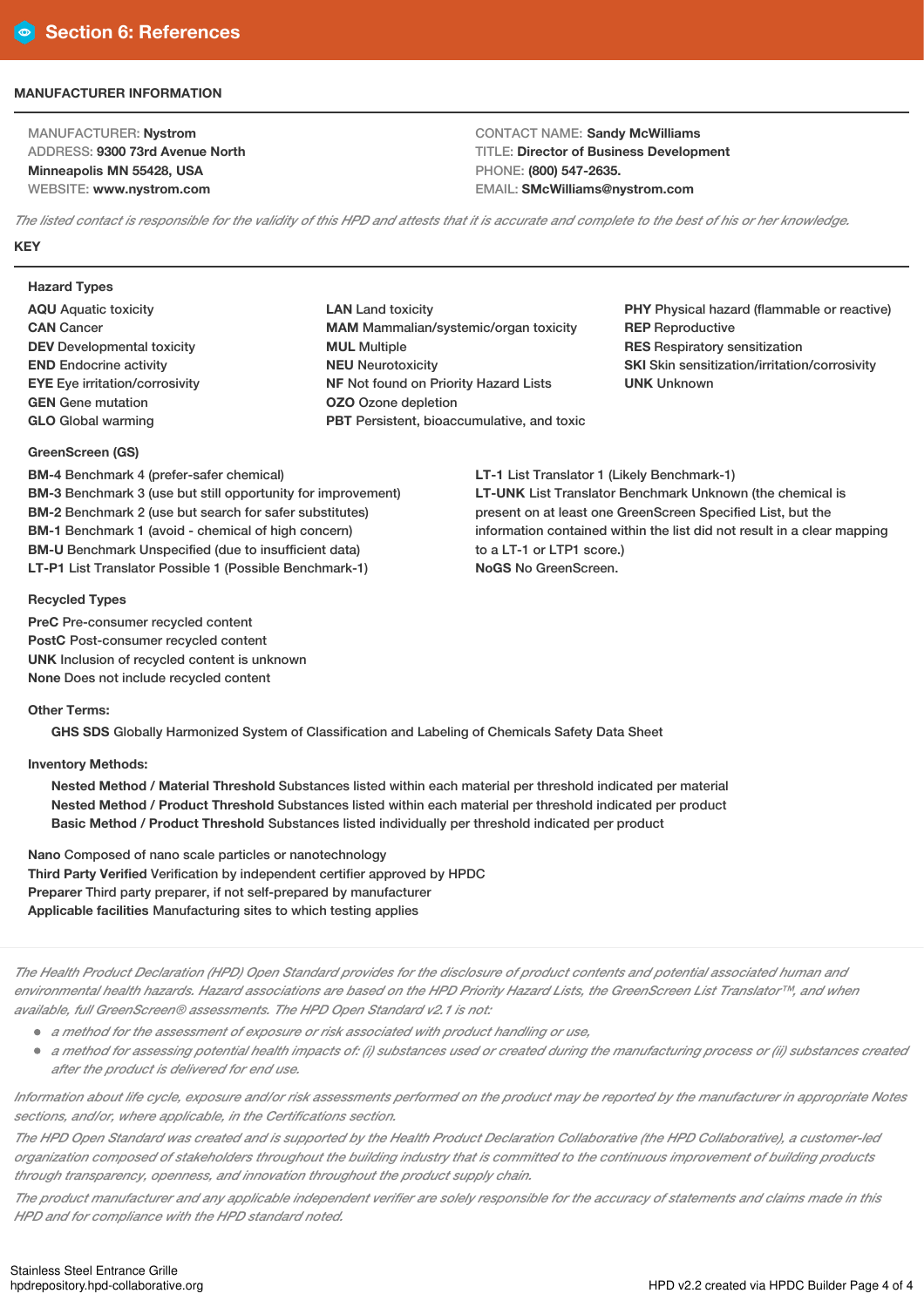## Section 6: References

### MANUFACTURER INFORMATION

MANUFACTURER: **Nystrom**
ADDRESS: **9300 73rd Avenue North**
**Minneapolis MN 55428, USA**
WEBSITE: **www.nystrom.com**

CONTACT NAME: **Sandy McWilliams**
TITLE: **Director of Business Development**
PHONE: **(800) 547-2635.**
EMAIL: **SMcWilliams@nystrom.com**

*The listed contact is responsible for the validity of this HPD and attests that it is accurate and complete to the best of his or her knowledge.*

### KEY

**Hazard Types**

**AQU** Aquatic toxicity
**CAN** Cancer
**DEV** Developmental toxicity
**END** Endocrine activity
**EYE** Eye irritation/corrosivity
**GEN** Gene mutation
**GLO** Global warming
**LAN** Land toxicity
**MAM** Mammalian/systemic/organ toxicity
**MUL** Multiple
**NEU** Neurotoxicity
**NF** Not found on Priority Hazard Lists
**OZO** Ozone depletion
**PBT** Persistent, bioaccumulative, and toxic
**PHY** Physical hazard (flammable or reactive)
**REP** Reproductive
**RES** Respiratory sensitization
**SKI** Skin sensitization/irritation/corrosivity
**UNK** Unknown

**GreenScreen (GS)**

**BM-4** Benchmark 4 (prefer-safer chemical)
**BM-3** Benchmark 3 (use but still opportunity for improvement)
**BM-2** Benchmark 2 (use but search for safer substitutes)
**BM-1** Benchmark 1 (avoid - chemical of high concern)
**BM-U** Benchmark Unspecified (due to insufficient data)
**LT-P1** List Translator Possible 1 (Possible Benchmark-1)
**LT-1** List Translator 1 (Likely Benchmark-1)
**LT-UNK** List Translator Benchmark Unknown (the chemical is present on at least one GreenScreen Specified List, but the information contained within the list did not result in a clear mapping to a LT-1 or LTP1 score.)
**NoGS** No GreenScreen.

**Recycled Types**

**PreC** Pre-consumer recycled content
**PostC** Post-consumer recycled content
**UNK** Inclusion of recycled content is unknown
**None** Does not include recycled content

**Other Terms:**

**GHS SDS** Globally Harmonized System of Classification and Labeling of Chemicals Safety Data Sheet

**Inventory Methods:**

**Nested Method / Material Threshold** Substances listed within each material per threshold indicated per material
**Nested Method / Product Threshold** Substances listed within each material per threshold indicated per product
**Basic Method / Product Threshold** Substances listed individually per threshold indicated per product

**Nano** Composed of nano scale particles or nanotechnology
**Third Party Verified** Verification by independent certifier approved by HPDC
**Preparer** Third party preparer, if not self-prepared by manufacturer
**Applicable facilities** Manufacturing sites to which testing applies

*The Health Product Declaration (HPD) Open Standard provides for the disclosure of product contents and potential associated human and environmental health hazards. Hazard associations are based on the HPD Priority Hazard Lists, the GreenScreen List Translator™, and when available, full GreenScreen® assessments. The HPD Open Standard v2.1 is not:*

- *a method for the assessment of exposure or risk associated with product handling or use,*
- *a method for assessing potential health impacts of: (i) substances used or created during the manufacturing process or (ii) substances created after the product is delivered for end use.*

*Information about life cycle, exposure and/or risk assessments performed on the product may be reported by the manufacturer in appropriate Notes sections, and/or, where applicable, in the Certifications section.*

*The HPD Open Standard was created and is supported by the Health Product Declaration Collaborative (the HPD Collaborative), a customer-led organization composed of stakeholders throughout the building industry that is committed to the continuous improvement of building products through transparency, openness, and innovation throughout the product supply chain.*

*The product manufacturer and any applicable independent verifier are solely responsible for the accuracy of statements and claims made in this HPD and for compliance with the HPD standard noted.*